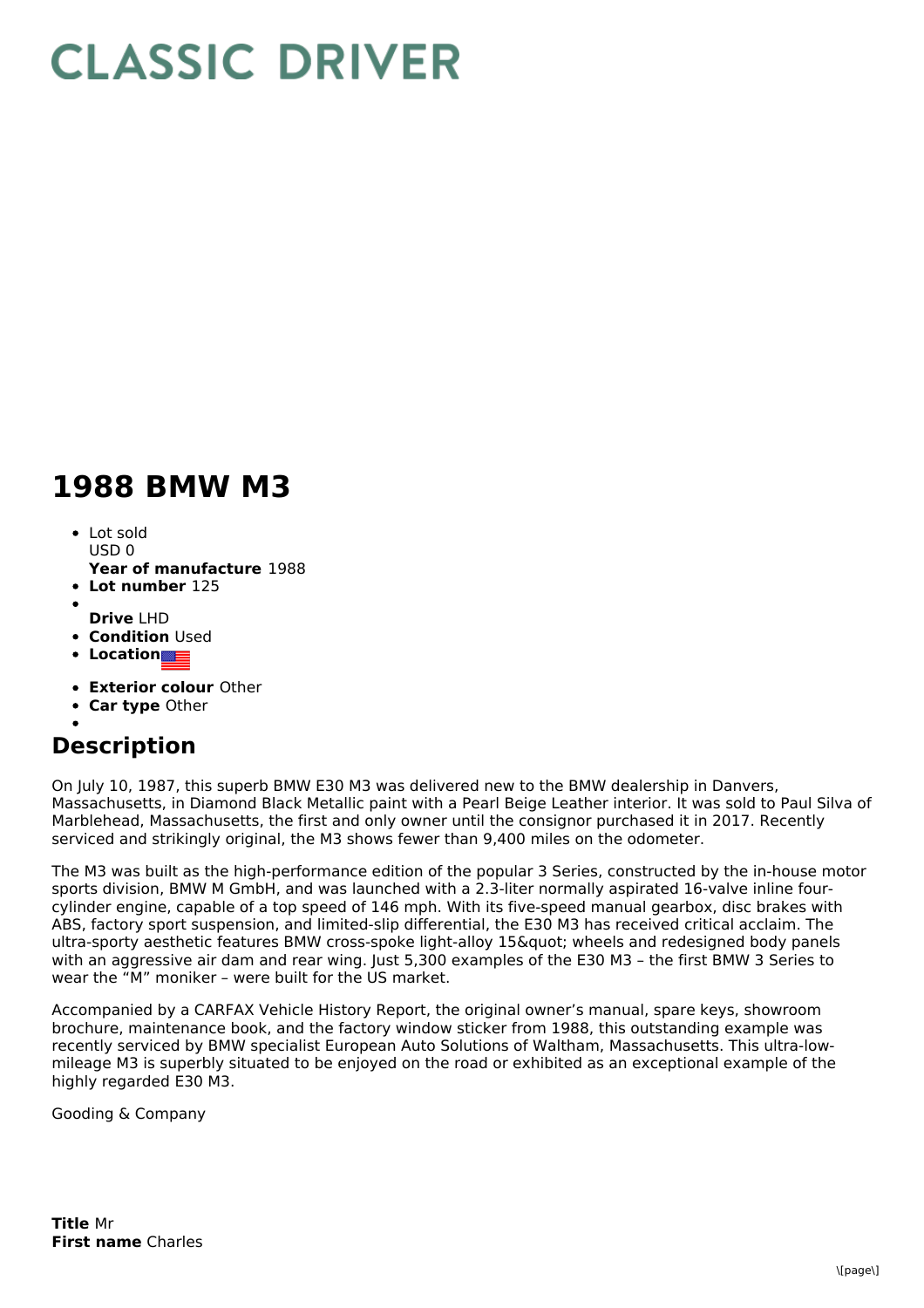# CLASSIC DRIVER

# 1988 BMW M3

- Lot sold
  USD 0
  **Year of manufacture** 1988
- **Lot number** 125
- 
  **Drive** LHD
- **Condition** Used
- **Location**
- **Exterior colour** Other
- **Car type** Other
- 

## Description

On July 10, 1987, this superb BMW E30 M3 was delivered new to the BMW dealership in Danvers, Massachusetts, in Diamond Black Metallic paint with a Pearl Beige Leather interior. It was sold to Paul Silva of Marblehead, Massachusetts, the first and only owner until the consignor purchased it in 2017. Recently serviced and strikingly original, the M3 shows fewer than 9,400 miles on the odometer.

The M3 was built as the high-performance edition of the popular 3 Series, constructed by the in-house motor sports division, BMW M GmbH, and was launched with a 2.3-liter normally aspirated 16-valve inline four-cylinder engine, capable of a top speed of 146 mph. With its five-speed manual gearbox, disc brakes with ABS, factory sport suspension, and limited-slip differential, the E30 M3 has received critical acclaim. The ultra-sporty aesthetic features BMW cross-spoke light-alloy 15&quot; wheels and redesigned body panels with an aggressive air dam and rear wing. Just 5,300 examples of the E30 M3 – the first BMW 3 Series to wear the "M" moniker – were built for the US market.

Accompanied by a CARFAX Vehicle History Report, the original owner's manual, spare keys, showroom brochure, maintenance book, and the factory window sticker from 1988, this outstanding example was recently serviced by BMW specialist European Auto Solutions of Waltham, Massachusetts. This ultra-low-mileage M3 is superbly situated to be enjoyed on the road or exhibited as an exceptional example of the highly regarded E30 M3.

Gooding & Company

**Title** Mr
**First name** Charles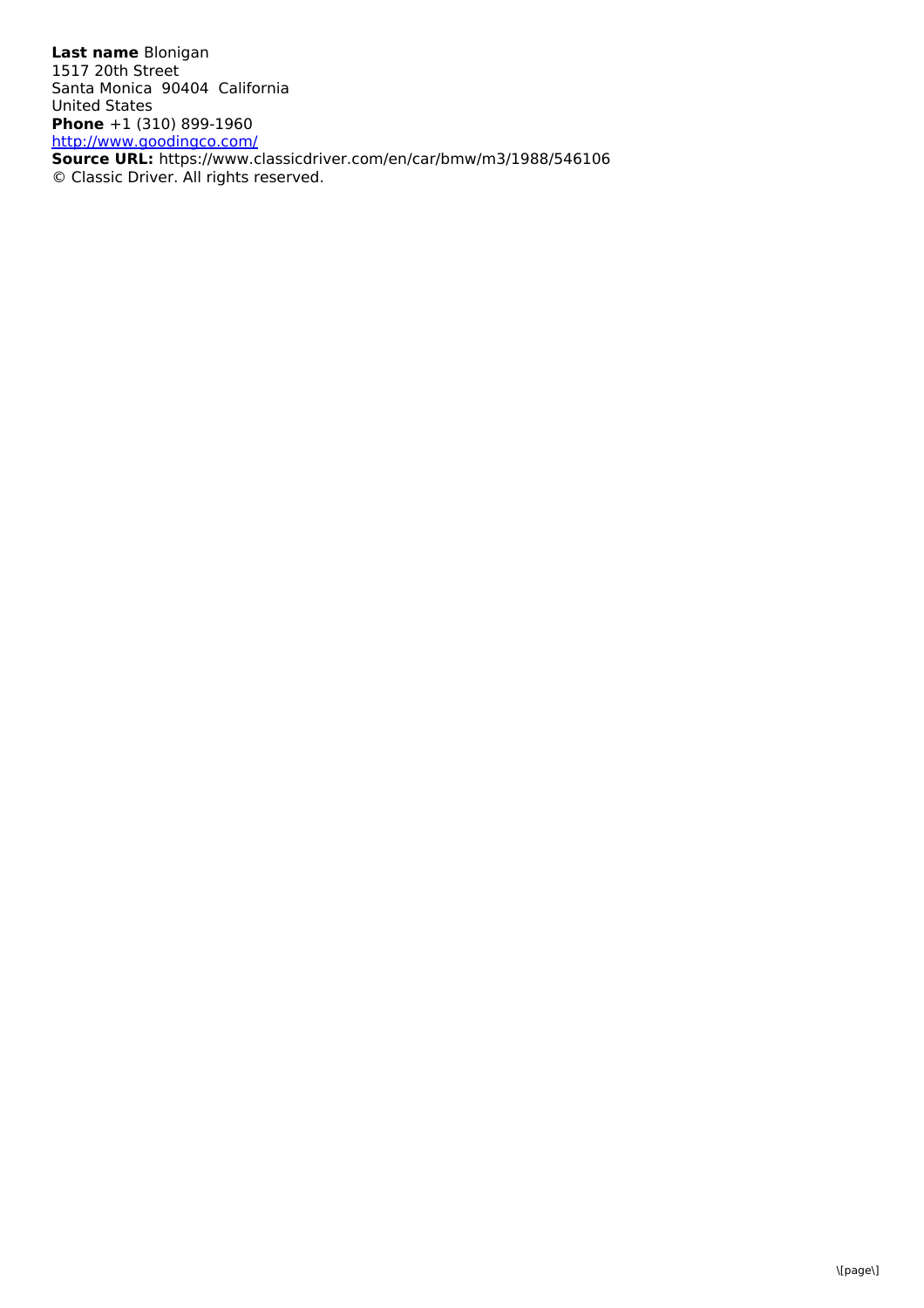**Last name** Blonigan
1517 20th Street
Santa Monica  90404  California
United States
**Phone** +1 (310) 899-1960
[http://www.goodingco.com/](http://www.goodingco.com/)
**Source URL:** https://www.classicdriver.com/en/car/bmw/m3/1988/546106
© Classic Driver. All rights reserved.